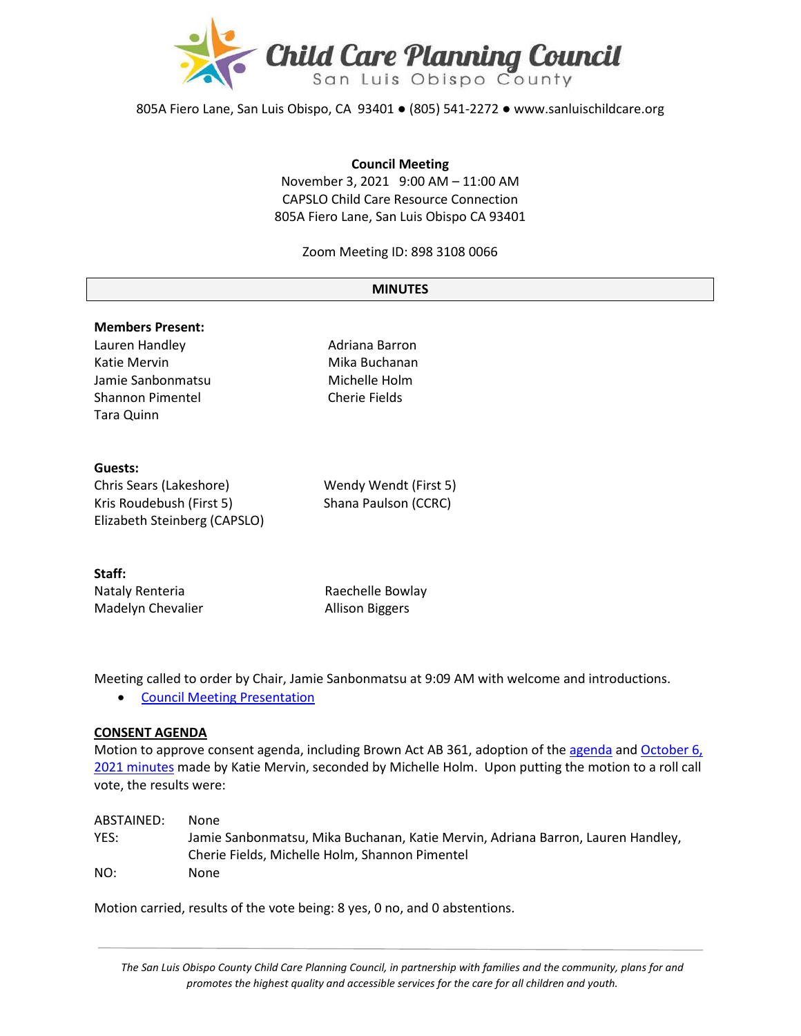# Child Care Planning Council

San Luis Obispo County

805A Fiero Lane, San Luis Obispo, CA 93401 ● (805) 541-2272 ● www.sanluischildcare.org

**Council Meeting**
November 3, 2021 9:00 AM – 11:00 AM
CAPSLO Child Care Resource Connection
805A Fiero Lane, San Luis Obispo CA 93401

Zoom Meeting ID: 898 3108 0066

## MINUTES

**Members Present:**

Lauren Handley
Katie Mervin
Jamie Sanbonmatsu
Shannon Pimentel
Tara Quinn
Adriana Barron
Mika Buchanan
Michelle Holm
Cherie Fields

**Guests:**

Chris Sears (Lakeshore)
Kris Roudebush (First 5)
Elizabeth Steinberg (CAPSLO)
Wendy Wendt (First 5)
Shana Paulson (CCRC)

**Staff:**

Nataly Renteria
Madelyn Chevalier
Raechelle Bowlay
Allison Biggers

Meeting called to order by Chair, Jamie Sanbonmatsu at 9:09 AM with welcome and introductions.

- Council Meeting Presentation

**CONSENT AGENDA**

Motion to approve consent agenda, including Brown Act AB 361, adoption of the agenda and October 6, 2021 minutes made by Katie Mervin, seconded by Michelle Holm. Upon putting the motion to a roll call vote, the results were:

ABSTAINED: None
YES: Jamie Sanbonmatsu, Mika Buchanan, Katie Mervin, Adriana Barron, Lauren Handley, Cherie Fields, Michelle Holm, Shannon Pimentel
NO: None

Motion carried, results of the vote being: 8 yes, 0 no, and 0 abstentions.

*The San Luis Obispo County Child Care Planning Council, in partnership with families and the community, plans for and promotes the highest quality and accessible services for the care for all children and youth.*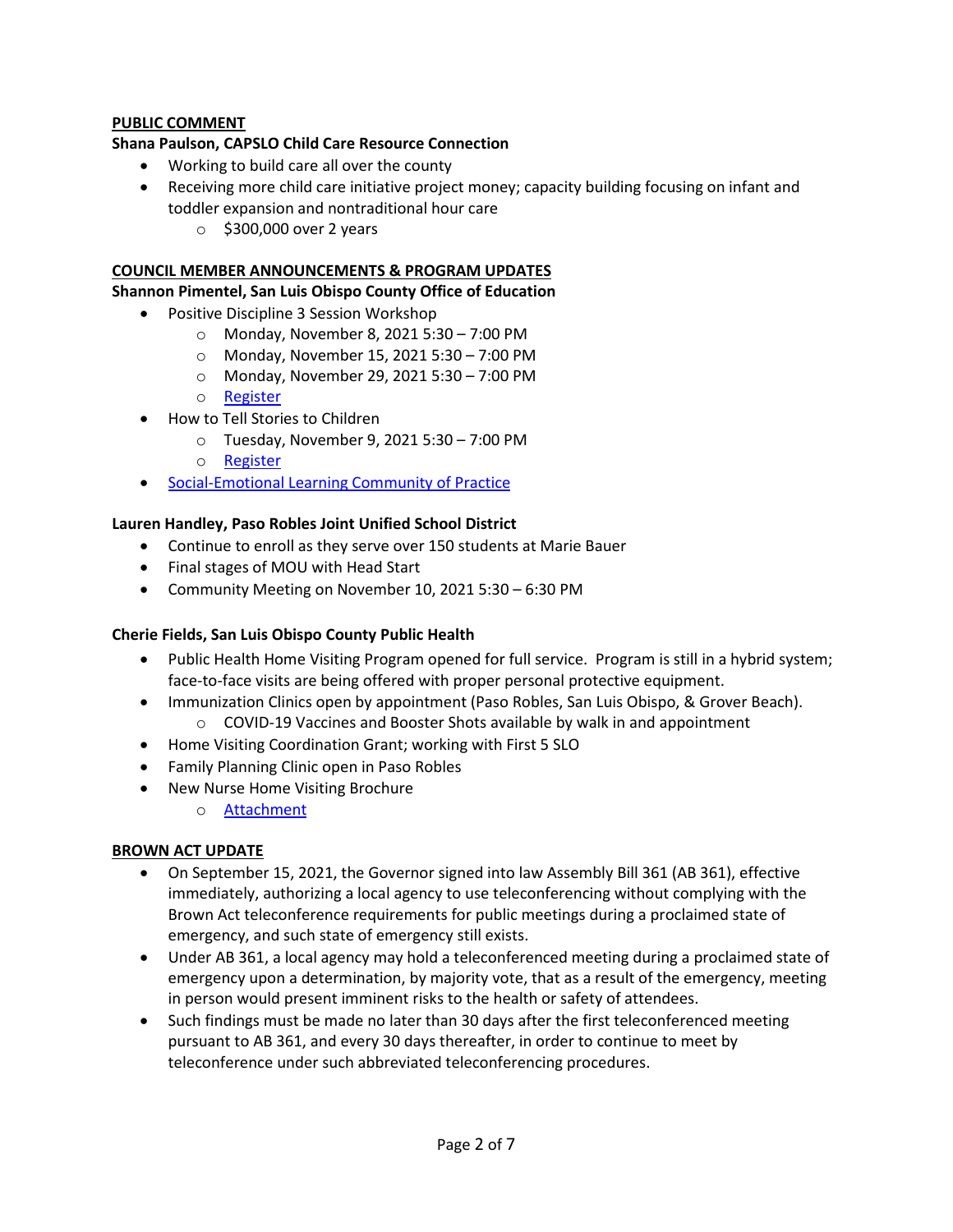## PUBLIC COMMENT

**Shana Paulson, CAPSLO Child Care Resource Connection**

- Working to build care all over the county
- Receiving more child care initiative project money; capacity building focusing on infant and toddler expansion and nontraditional hour care
  - $300,000 over 2 years

## COUNCIL MEMBER ANNOUNCEMENTS & PROGRAM UPDATES

**Shannon Pimentel, San Luis Obispo County Office of Education**

- Positive Discipline 3 Session Workshop
  - Monday, November 8, 2021 5:30 – 7:00 PM
  - Monday, November 15, 2021 5:30 – 7:00 PM
  - Monday, November 29, 2021 5:30 – 7:00 PM
  - Register
- How to Tell Stories to Children
  - Tuesday, November 9, 2021 5:30 – 7:00 PM
  - Register
- Social-Emotional Learning Community of Practice

**Lauren Handley, Paso Robles Joint Unified School District**

- Continue to enroll as they serve over 150 students at Marie Bauer
- Final stages of MOU with Head Start
- Community Meeting on November 10, 2021 5:30 – 6:30 PM

**Cherie Fields, San Luis Obispo County Public Health**

- Public Health Home Visiting Program opened for full service. Program is still in a hybrid system; face-to-face visits are being offered with proper personal protective equipment.
- Immunization Clinics open by appointment (Paso Robles, San Luis Obispo, & Grover Beach).
  - COVID-19 Vaccines and Booster Shots available by walk in and appointment
- Home Visiting Coordination Grant; working with First 5 SLO
- Family Planning Clinic open in Paso Robles
- New Nurse Home Visiting Brochure
  - Attachment

## BROWN ACT UPDATE

- On September 15, 2021, the Governor signed into law Assembly Bill 361 (AB 361), effective immediately, authorizing a local agency to use teleconferencing without complying with the Brown Act teleconference requirements for public meetings during a proclaimed state of emergency, and such state of emergency still exists.
- Under AB 361, a local agency may hold a teleconferenced meeting during a proclaimed state of emergency upon a determination, by majority vote, that as a result of the emergency, meeting in person would present imminent risks to the health or safety of attendees.
- Such findings must be made no later than 30 days after the first teleconferenced meeting pursuant to AB 361, and every 30 days thereafter, in order to continue to meet by teleconference under such abbreviated teleconferencing procedures.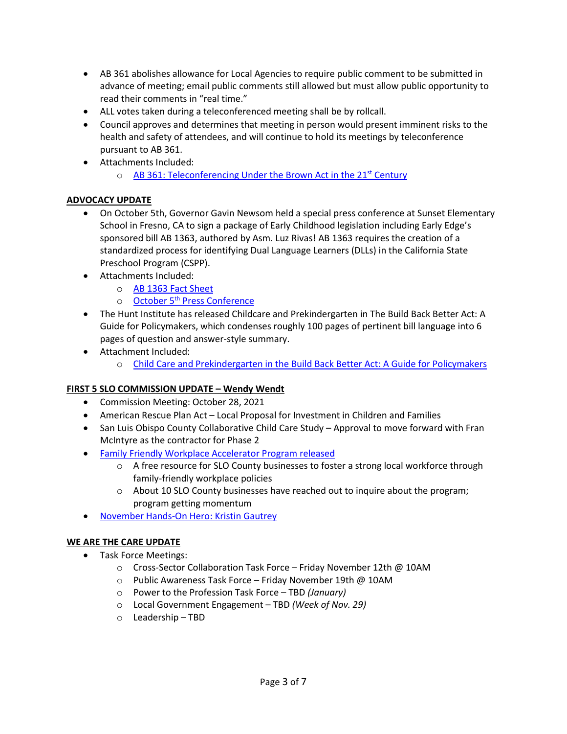- AB 361 abolishes allowance for Local Agencies to require public comment to be submitted in advance of meeting; email public comments still allowed but must allow public opportunity to read their comments in "real time."
- ALL votes taken during a teleconferenced meeting shall be by rollcall.
- Council approves and determines that meeting in person would present imminent risks to the health and safety of attendees, and will continue to hold its meetings by teleconference pursuant to AB 361.
- Attachments Included:
  - AB 361: Teleconferencing Under the Brown Act in the 21st Century

**ADVOCACY UPDATE**

- On October 5th, Governor Gavin Newsom held a special press conference at Sunset Elementary School in Fresno, CA to sign a package of Early Childhood legislation including Early Edge's sponsored bill AB 1363, authored by Asm. Luz Rivas! AB 1363 requires the creation of a standardized process for identifying Dual Language Learners (DLLs) in the California State Preschool Program (CSPP).
- Attachments Included:
  - AB 1363 Fact Sheet
  - October 5th Press Conference
- The Hunt Institute has released Childcare and Prekindergarten in The Build Back Better Act: A Guide for Policymakers, which condenses roughly 100 pages of pertinent bill language into 6 pages of question and answer-style summary.
- Attachment Included:
  - Child Care and Prekindergarten in the Build Back Better Act: A Guide for Policymakers

**FIRST 5 SLO COMMISSION UPDATE – Wendy Wendt**

- Commission Meeting: October 28, 2021
- American Rescue Plan Act – Local Proposal for Investment in Children and Families
- San Luis Obispo County Collaborative Child Care Study – Approval to move forward with Fran McIntyre as the contractor for Phase 2
- Family Friendly Workplace Accelerator Program released
  - A free resource for SLO County businesses to foster a strong local workforce through family-friendly workplace policies
  - About 10 SLO County businesses have reached out to inquire about the program; program getting momentum
- November Hands-On Hero: Kristin Gautrey

**WE ARE THE CARE UPDATE**

- Task Force Meetings:
  - Cross-Sector Collaboration Task Force – Friday November 12th @ 10AM
  - Public Awareness Task Force – Friday November 19th @ 10AM
  - Power to the Profession Task Force – TBD *(January)*
  - Local Government Engagement – TBD *(Week of Nov. 29)*
  - Leadership – TBD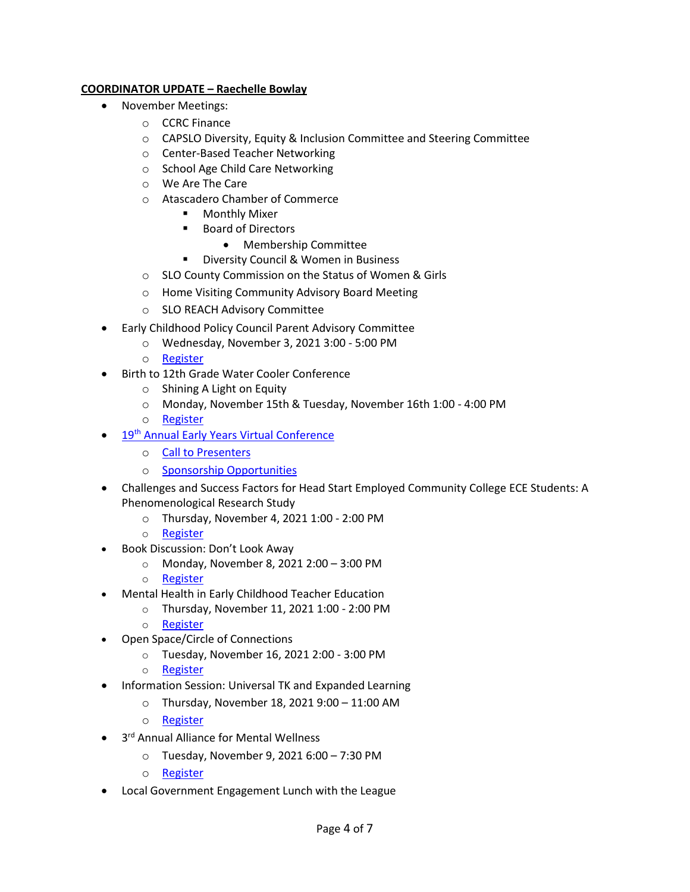**COORDINATOR UPDATE – Raechelle Bowlay**

- November Meetings:
  - CCRC Finance
  - CAPSLO Diversity, Equity & Inclusion Committee and Steering Committee
  - Center-Based Teacher Networking
  - School Age Child Care Networking
  - We Are The Care
  - Atascadero Chamber of Commerce
    - Monthly Mixer
    - Board of Directors
      - Membership Committee
    - Diversity Council & Women in Business
  - SLO County Commission on the Status of Women & Girls
  - Home Visiting Community Advisory Board Meeting
  - SLO REACH Advisory Committee
- Early Childhood Policy Council Parent Advisory Committee
  - Wednesday, November 3, 2021 3:00 - 5:00 PM
  - Register
- Birth to 12th Grade Water Cooler Conference
  - Shining A Light on Equity
  - Monday, November 15th & Tuesday, November 16th 1:00 - 4:00 PM
  - Register
- 19th Annual Early Years Virtual Conference
  - Call to Presenters
  - Sponsorship Opportunities
- Challenges and Success Factors for Head Start Employed Community College ECE Students: A Phenomenological Research Study
  - Thursday, November 4, 2021 1:00 - 2:00 PM
  - Register
- Book Discussion: Don't Look Away
  - Monday, November 8, 2021 2:00 – 3:00 PM
  - Register
- Mental Health in Early Childhood Teacher Education
  - Thursday, November 11, 2021 1:00 - 2:00 PM
  - Register
- Open Space/Circle of Connections
  - Tuesday, November 16, 2021 2:00 - 3:00 PM
  - Register
- Information Session: Universal TK and Expanded Learning
  - Thursday, November 18, 2021 9:00 – 11:00 AM
  - Register
- 3rd Annual Alliance for Mental Wellness
  - Tuesday, November 9, 2021 6:00 – 7:30 PM
  - Register
- Local Government Engagement Lunch with the League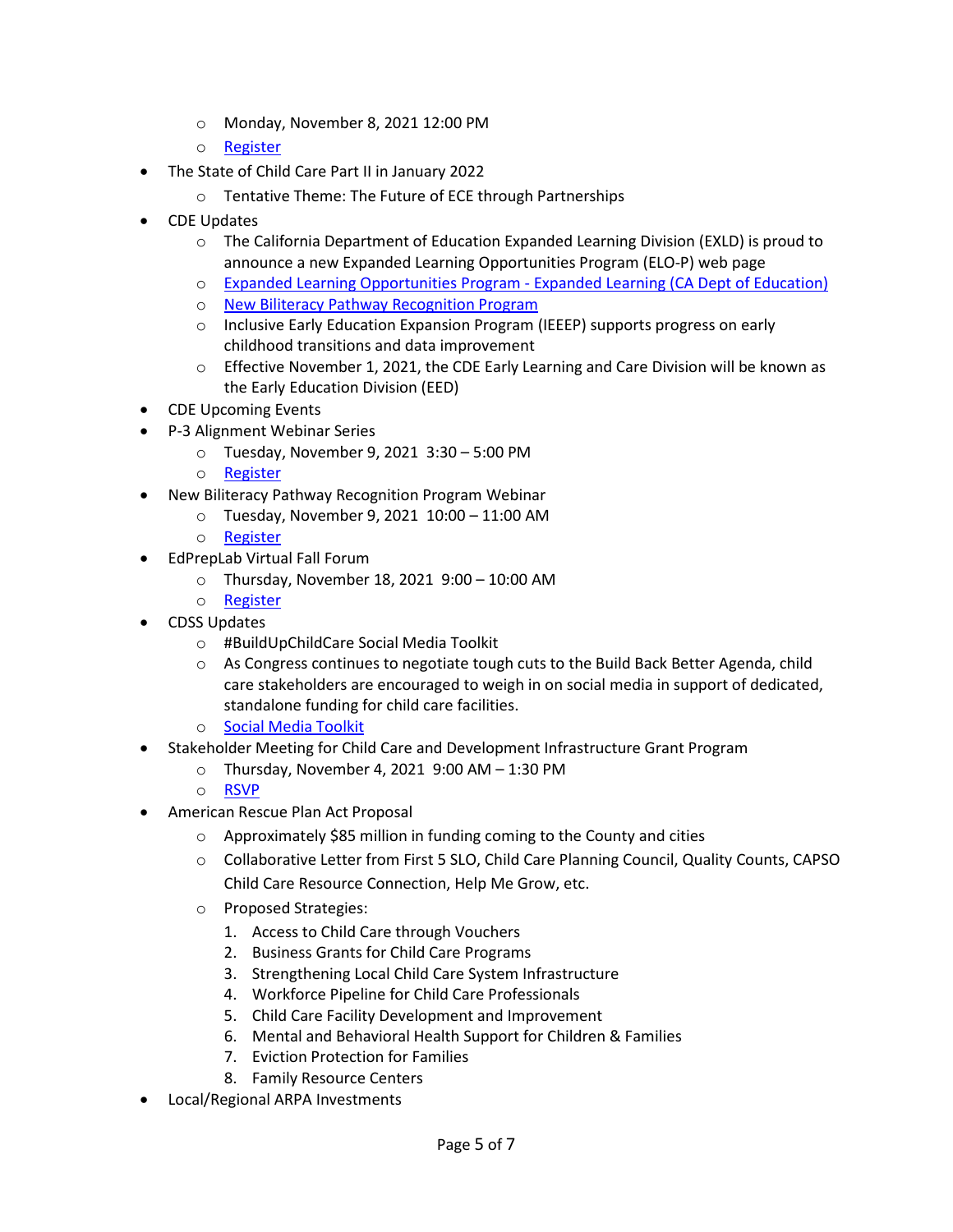- Monday, November 8, 2021 12:00 PM
  - Register
- The State of Child Care Part II in January 2022
  - Tentative Theme: The Future of ECE through Partnerships
- CDE Updates
  - The California Department of Education Expanded Learning Division (EXLD) is proud to announce a new Expanded Learning Opportunities Program (ELO-P) web page
  - Expanded Learning Opportunities Program - Expanded Learning (CA Dept of Education)
  - New Biliteracy Pathway Recognition Program
  - Inclusive Early Education Expansion Program (IEEEP) supports progress on early childhood transitions and data improvement
  - Effective November 1, 2021, the CDE Early Learning and Care Division will be known as the Early Education Division (EED)
- CDE Upcoming Events
- P-3 Alignment Webinar Series
  - Tuesday, November 9, 2021 3:30 – 5:00 PM
  - Register
- New Biliteracy Pathway Recognition Program Webinar
  - Tuesday, November 9, 2021 10:00 – 11:00 AM
  - Register
- EdPrepLab Virtual Fall Forum
  - Thursday, November 18, 2021 9:00 – 10:00 AM
  - Register
- CDSS Updates
  - #BuildUpChildCare Social Media Toolkit
  - As Congress continues to negotiate tough cuts to the Build Back Better Agenda, child care stakeholders are encouraged to weigh in on social media in support of dedicated, standalone funding for child care facilities.
  - Social Media Toolkit
- Stakeholder Meeting for Child Care and Development Infrastructure Grant Program
  - Thursday, November 4, 2021 9:00 AM – 1:30 PM
  - RSVP
- American Rescue Plan Act Proposal
  - Approximately $85 million in funding coming to the County and cities
  - Collaborative Letter from First 5 SLO, Child Care Planning Council, Quality Counts, CAPSO Child Care Resource Connection, Help Me Grow, etc.
  - Proposed Strategies:
    1. Access to Child Care through Vouchers
    2. Business Grants for Child Care Programs
    3. Strengthening Local Child Care System Infrastructure
    4. Workforce Pipeline for Child Care Professionals
    5. Child Care Facility Development and Improvement
    6. Mental and Behavioral Health Support for Children & Families
    7. Eviction Protection for Families
    8. Family Resource Centers
- Local/Regional ARPA Investments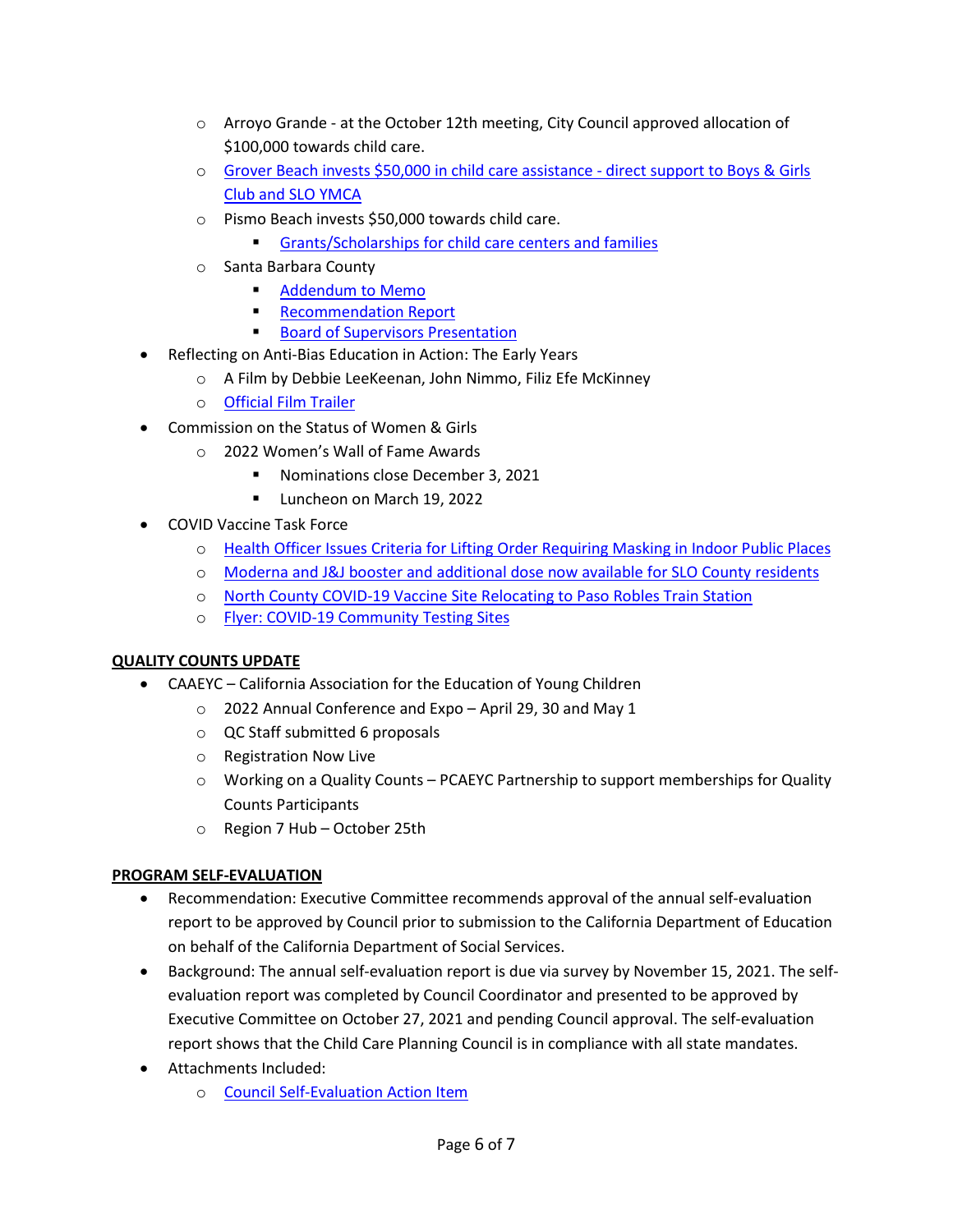- Arroyo Grande - at the October 12th meeting, City Council approved allocation of $100,000 towards child care.
  - Grover Beach invests $50,000 in child care assistance - direct support to Boys & Girls Club and SLO YMCA
  - Pismo Beach invests $50,000 towards child care.
    - Grants/Scholarships for child care centers and families
  - Santa Barbara County
    - Addendum to Memo
    - Recommendation Report
    - Board of Supervisors Presentation
- Reflecting on Anti-Bias Education in Action: The Early Years
  - A Film by Debbie LeeKeenan, John Nimmo, Filiz Efe McKinney
  - Official Film Trailer
- Commission on the Status of Women & Girls
  - 2022 Women's Wall of Fame Awards
    - Nominations close December 3, 2021
    - Luncheon on March 19, 2022
- COVID Vaccine Task Force
  - Health Officer Issues Criteria for Lifting Order Requiring Masking in Indoor Public Places
  - Moderna and J&J booster and additional dose now available for SLO County residents
  - North County COVID-19 Vaccine Site Relocating to Paso Robles Train Station
  - Flyer: COVID-19 Community Testing Sites

**QUALITY COUNTS UPDATE**

- CAAEYC – California Association for the Education of Young Children
  - 2022 Annual Conference and Expo – April 29, 30 and May 1
  - QC Staff submitted 6 proposals
  - Registration Now Live
  - Working on a Quality Counts – PCAEYC Partnership to support memberships for Quality Counts Participants
  - Region 7 Hub – October 25th

**PROGRAM SELF-EVALUATION**

- Recommendation: Executive Committee recommends approval of the annual self-evaluation report to be approved by Council prior to submission to the California Department of Education on behalf of the California Department of Social Services.
- Background: The annual self-evaluation report is due via survey by November 15, 2021. The self-evaluation report was completed by Council Coordinator and presented to be approved by Executive Committee on October 27, 2021 and pending Council approval. The self-evaluation report shows that the Child Care Planning Council is in compliance with all state mandates.
- Attachments Included:
  - Council Self-Evaluation Action Item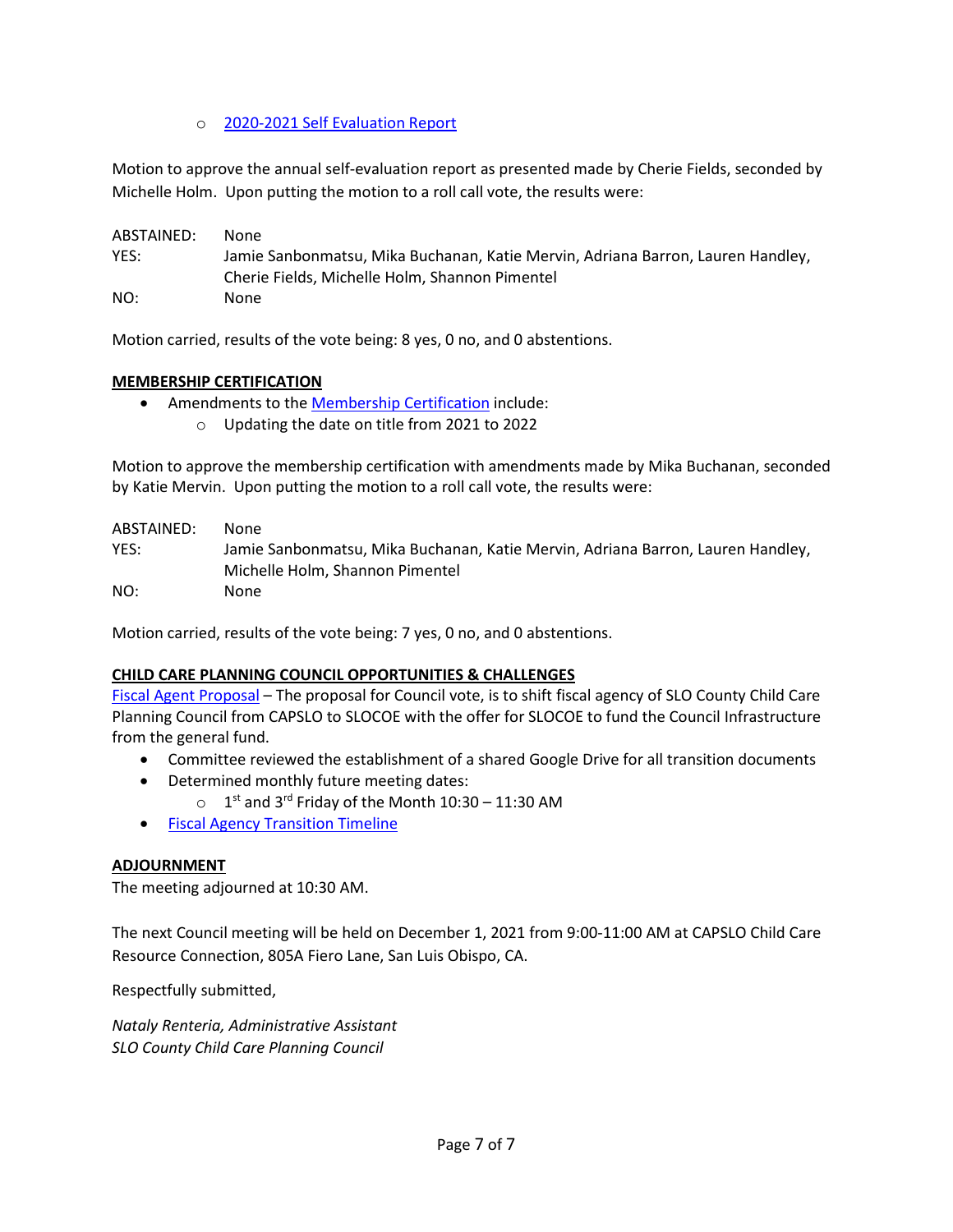- 2020-2021 Self Evaluation Report

Motion to approve the annual self-evaluation report as presented made by Cherie Fields, seconded by Michelle Holm. Upon putting the motion to a roll call vote, the results were:

| | |
|---|---|
| ABSTAINED: | None |
| YES: | Jamie Sanbonmatsu, Mika Buchanan, Katie Mervin, Adriana Barron, Lauren Handley, Cherie Fields, Michelle Holm, Shannon Pimentel |
| NO: | None |

Motion carried, results of the vote being: 8 yes, 0 no, and 0 abstentions.

**MEMBERSHIP CERTIFICATION**

- Amendments to the Membership Certification include:
    - Updating the date on title from 2021 to 2022

Motion to approve the membership certification with amendments made by Mika Buchanan, seconded by Katie Mervin. Upon putting the motion to a roll call vote, the results were:

| | |
|---|---|
| ABSTAINED: | None |
| YES: | Jamie Sanbonmatsu, Mika Buchanan, Katie Mervin, Adriana Barron, Lauren Handley, Michelle Holm, Shannon Pimentel |
| NO: | None |

Motion carried, results of the vote being: 7 yes, 0 no, and 0 abstentions.

**CHILD CARE PLANNING COUNCIL OPPORTUNITIES & CHALLENGES**

Fiscal Agent Proposal – The proposal for Council vote, is to shift fiscal agency of SLO County Child Care Planning Council from CAPSLO to SLOCOE with the offer for SLOCOE to fund the Council Infrastructure from the general fund.

- Committee reviewed the establishment of a shared Google Drive for all transition documents
- Determined monthly future meeting dates:
    - 1st and 3rd Friday of the Month 10:30 – 11:30 AM
- Fiscal Agency Transition Timeline

**ADJOURNMENT**

The meeting adjourned at 10:30 AM.

The next Council meeting will be held on December 1, 2021 from 9:00-11:00 AM at CAPSLO Child Care Resource Connection, 805A Fiero Lane, San Luis Obispo, CA.

Respectfully submitted,

*Nataly Renteria, Administrative Assistant*
*SLO County Child Care Planning Council*